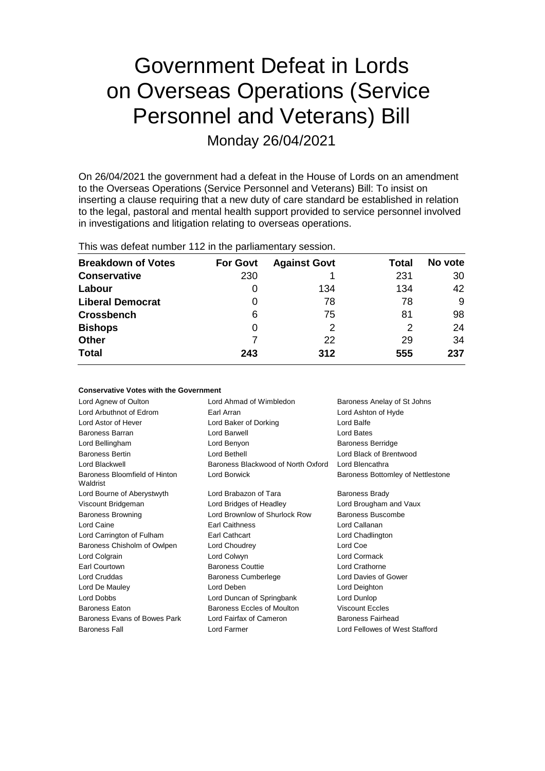# Government Defeat in Lords on Overseas Operations (Service Personnel and Veterans) Bill

Monday 26/04/2021

On 26/04/2021 the government had a defeat in the House of Lords on an amendment to the Overseas Operations (Service Personnel and Veterans) Bill: To insist on inserting a clause requiring that a new duty of care standard be established in relation to the legal, pastoral and mental health support provided to service personnel involved in investigations and litigation relating to overseas operations.

This was defeat number 112 in the parliamentary session.

| Breakdown of Votes | For Govt | Against Govt | Total | No vote |
|---|---|---|---|---|
| Conservative | 230 | 1 | 231 | 30 |
| Labour | 0 | 134 | 134 | 42 |
| Liberal Democrat | 0 | 78 | 78 | 9 |
| Crossbench | 6 | 75 | 81 | 98 |
| Bishops | 0 | 2 | 2 | 24 |
| Other | 7 | 22 | 29 | 34 |
| **Total** | **243** | **312** | **555** | **237** |

**Conservative Votes with the Government**

| | | |
|---|---|---|
| Lord Agnew of Oulton | Lord Ahmad of Wimbledon | Baroness Anelay of St Johns |
| Lord Arbuthnot of Edrom | Earl Arran | Lord Ashton of Hyde |
| Lord Astor of Hever | Lord Baker of Dorking | Lord Balfe |
| Baroness Barran | Lord Barwell | Lord Bates |
| Lord Bellingham | Lord Benyon | Baroness Berridge |
| Baroness Bertin | Lord Bethell | Lord Black of Brentwood |
| Lord Blackwell | Baroness Blackwood of North Oxford | Lord Blencathra |
| Baroness Bloomfield of Hinton Waldrist | Lord Borwick | Baroness Bottomley of Nettlestone |
| Lord Bourne of Aberystwyth | Lord Brabazon of Tara | Baroness Brady |
| Viscount Bridgeman | Lord Bridges of Headley | Lord Brougham and Vaux |
| Baroness Browning | Lord Brownlow of Shurlock Row | Baroness Buscombe |
| Lord Caine | Earl Caithness | Lord Callanan |
| Lord Carrington of Fulham | Earl Cathcart | Lord Chadlington |
| Baroness Chisholm of Owlpen | Lord Choudrey | Lord Coe |
| Lord Colgrain | Lord Colwyn | Lord Cormack |
| Earl Courtown | Baroness Couttie | Lord Crathorne |
| Lord Cruddas | Baroness Cumberlege | Lord Davies of Gower |
| Lord De Mauley | Lord Deben | Lord Deighton |
| Lord Dobbs | Lord Duncan of Springbank | Lord Dunlop |
| Baroness Eaton | Baroness Eccles of Moulton | Viscount Eccles |
| Baroness Evans of Bowes Park | Lord Fairfax of Cameron | Baroness Fairhead |
| Baroness Fall | Lord Farmer | Lord Fellowes of West Stafford |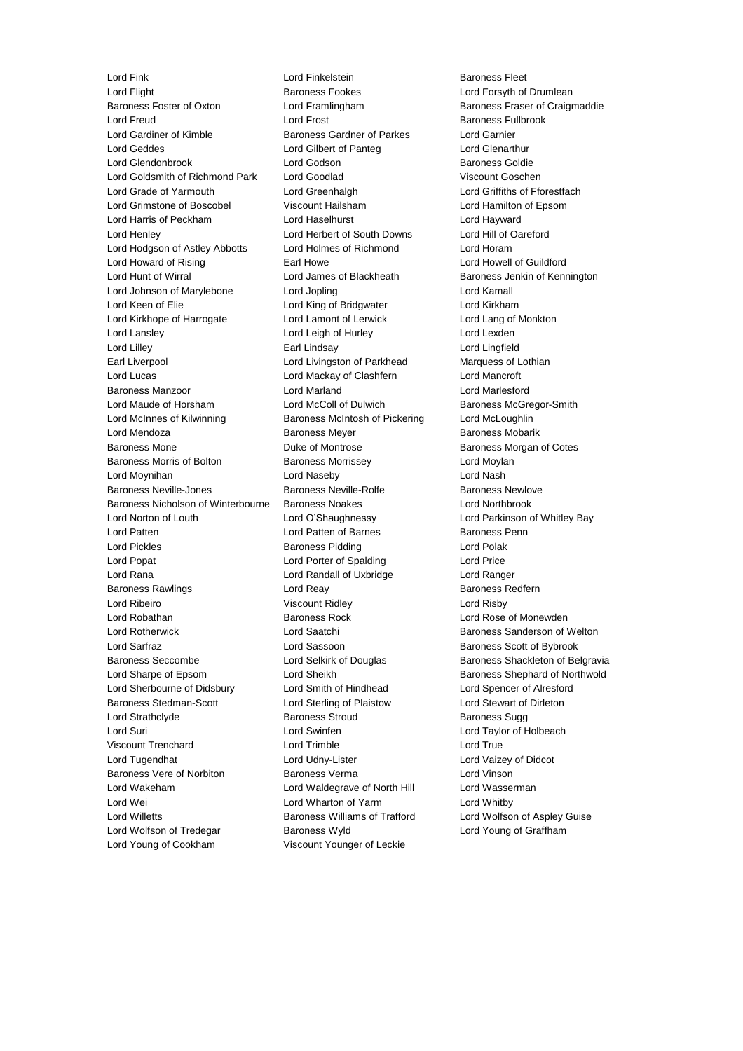Lord Fink
Lord Finkelstein
Baroness Fleet
Lord Flight
Baroness Fookes
Lord Forsyth of Drumlean
Baroness Foster of Oxton
Lord Framlingham
Baroness Fraser of Craigmaddie
Lord Freud
Lord Frost
Baroness Fullbrook
Lord Gardiner of Kimble
Baroness Gardner of Parkes
Lord Garnier
Lord Geddes
Lord Gilbert of Panteg
Lord Glenarthur
Lord Glendonbrook
Lord Godson
Baroness Goldie
Lord Goldsmith of Richmond Park
Lord Goodlad
Viscount Goschen
Lord Grade of Yarmouth
Lord Greenhalgh
Lord Griffiths of Fforestfach
Lord Grimstone of Boscobel
Viscount Hailsham
Lord Hamilton of Epsom
Lord Harris of Peckham
Lord Haselhurst
Lord Hayward
Lord Henley
Lord Herbert of South Downs
Lord Hill of Oareford
Lord Hodgson of Astley Abbotts
Lord Holmes of Richmond
Lord Horam
Lord Howard of Rising
Earl Howe
Lord Howell of Guildford
Lord Hunt of Wirral
Lord James of Blackheath
Baroness Jenkin of Kennington
Lord Johnson of Marylebone
Lord Jopling
Lord Kamall
Lord Keen of Elie
Lord King of Bridgwater
Lord Kirkham
Lord Kirkhope of Harrogate
Lord Lamont of Lerwick
Lord Lang of Monkton
Lord Lansley
Lord Leigh of Hurley
Lord Lexden
Lord Lilley
Earl Lindsay
Lord Lingfield
Earl Liverpool
Lord Livingston of Parkhead
Marquess of Lothian
Lord Lucas
Lord Mackay of Clashfern
Lord Mancroft
Baroness Manzoor
Lord Marland
Lord Marlesford
Lord Maude of Horsham
Lord McColl of Dulwich
Baroness McGregor-Smith
Lord McInnes of Kilwinning
Baroness McIntosh of Pickering
Lord McLoughlin
Lord Mendoza
Baroness Meyer
Baroness Mobarik
Baroness Mone
Duke of Montrose
Baroness Morgan of Cotes
Baroness Morris of Bolton
Baroness Morrissey
Lord Moylan
Lord Moynihan
Lord Naseby
Lord Nash
Baroness Neville-Jones
Baroness Neville-Rolfe
Baroness Newlove
Baroness Nicholson of Winterbourne
Baroness Noakes
Lord Northbrook
Lord Norton of Louth
Lord O'Shaughnessy
Lord Parkinson of Whitley Bay
Lord Patten
Lord Patten of Barnes
Baroness Penn
Lord Pickles
Baroness Pidding
Lord Polak
Lord Popat
Lord Porter of Spalding
Lord Price
Lord Rana
Lord Randall of Uxbridge
Lord Ranger
Baroness Rawlings
Lord Reay
Baroness Redfern
Lord Ribeiro
Viscount Ridley
Lord Risby
Lord Robathan
Baroness Rock
Lord Rose of Monewden
Lord Rotherwick
Lord Saatchi
Baroness Sanderson of Welton
Lord Sarfraz
Lord Sassoon
Baroness Scott of Bybrook
Baroness Seccombe
Lord Selkirk of Douglas
Baroness Shackleton of Belgravia
Lord Sharpe of Epsom
Lord Sheikh
Baroness Shephard of Northwold
Lord Sherbourne of Didsbury
Lord Smith of Hindhead
Lord Spencer of Alresford
Baroness Stedman-Scott
Lord Sterling of Plaistow
Lord Stewart of Dirleton
Lord Strathclyde
Baroness Stroud
Baroness Sugg
Lord Suri
Lord Swinfen
Lord Taylor of Holbeach
Viscount Trenchard
Lord Trimble
Lord True
Lord Tugendhat
Lord Udny-Lister
Lord Vaizey of Didcot
Baroness Vere of Norbiton
Baroness Verma
Lord Vinson
Lord Wakeham
Lord Waldegrave of North Hill
Lord Wasserman
Lord Wei
Lord Wharton of Yarm
Lord Whitby
Lord Willetts
Baroness Williams of Trafford
Lord Wolfson of Aspley Guise
Lord Wolfson of Tredegar
Baroness Wyld
Lord Young of Graffham
Lord Young of Cookham
Viscount Younger of Leckie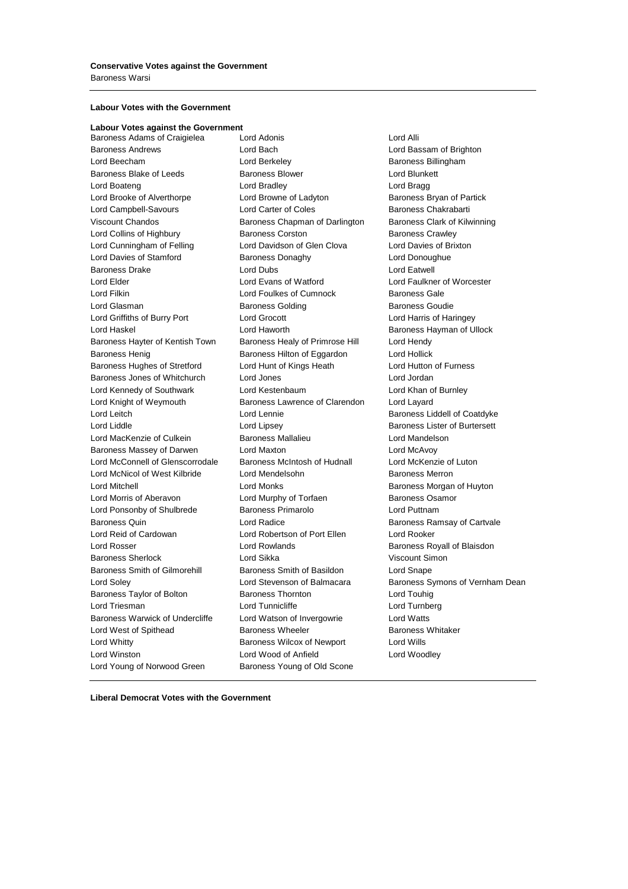**Conservative Votes against the Government**

Baroness Warsi

**Labour Votes with the Government**

**Labour Votes against the Government**

Baroness Adams of Craigielea
Lord Adonis
Lord Alli
Baroness Andrews
Lord Bach
Lord Bassam of Brighton
Lord Beecham
Lord Berkeley
Baroness Billingham
Baroness Blake of Leeds
Baroness Blower
Lord Blunkett
Lord Boateng
Lord Bradley
Lord Bragg
Lord Brooke of Alverthorpe
Lord Browne of Ladyton
Baroness Bryan of Partick
Lord Campbell-Savours
Lord Carter of Coles
Baroness Chakrabarti
Viscount Chandos
Baroness Chapman of Darlington
Baroness Clark of Kilwinning
Lord Collins of Highbury
Baroness Corston
Baroness Crawley
Lord Cunningham of Felling
Lord Davidson of Glen Clova
Lord Davies of Brixton
Lord Davies of Stamford
Baroness Donaghy
Lord Donoughue
Baroness Drake
Lord Dubs
Lord Eatwell
Lord Elder
Lord Evans of Watford
Lord Faulkner of Worcester
Lord Filkin
Lord Foulkes of Cumnock
Baroness Gale
Lord Glasman
Baroness Golding
Baroness Goudie
Lord Griffiths of Burry Port
Lord Grocott
Lord Harris of Haringey
Lord Haskel
Lord Haworth
Baroness Hayman of Ullock
Baroness Hayter of Kentish Town
Baroness Healy of Primrose Hill
Lord Hendy
Baroness Henig
Baroness Hilton of Eggardon
Lord Hollick
Baroness Hughes of Stretford
Lord Hunt of Kings Heath
Lord Hutton of Furness
Baroness Jones of Whitchurch
Lord Jones
Lord Jordan
Lord Kennedy of Southwark
Lord Kestenbaum
Lord Khan of Burnley
Lord Knight of Weymouth
Baroness Lawrence of Clarendon
Lord Layard
Lord Leitch
Lord Lennie
Baroness Liddell of Coatdyke
Lord Liddle
Lord Lipsey
Baroness Lister of Burtersett
Lord MacKenzie of Culkein
Baroness Mallalieu
Lord Mandelson
Baroness Massey of Darwen
Lord Maxton
Lord McAvoy
Lord McConnell of Glenscorrodale
Baroness McIntosh of Hudnall
Lord McKenzie of Luton
Lord McNicol of West Kilbride
Lord Mendelsohn
Baroness Merron
Lord Mitchell
Lord Monks
Baroness Morgan of Huyton
Lord Morris of Aberavon
Lord Murphy of Torfaen
Baroness Osamor
Lord Ponsonby of Shulbrede
Baroness Primarolo
Lord Puttnam
Baroness Quin
Lord Radice
Baroness Ramsay of Cartvale
Lord Reid of Cardowan
Lord Robertson of Port Ellen
Lord Rooker
Lord Rosser
Lord Rowlands
Baroness Royall of Blaisdon
Baroness Sherlock
Lord Sikka
Viscount Simon
Baroness Smith of Gilmorehill
Baroness Smith of Basildon
Lord Snape
Lord Soley
Lord Stevenson of Balmacara
Baroness Symons of Vernham Dean
Baroness Taylor of Bolton
Baroness Thornton
Lord Touhig
Lord Triesman
Lord Tunnicliffe
Lord Turnberg
Baroness Warwick of Undercliffe
Lord Watson of Invergowrie
Lord Watts
Lord West of Spithead
Baroness Wheeler
Baroness Whitaker
Lord Whitty
Baroness Wilcox of Newport
Lord Wills
Lord Winston
Lord Wood of Anfield
Lord Woodley
Lord Young of Norwood Green
Baroness Young of Old Scone

**Liberal Democrat Votes with the Government**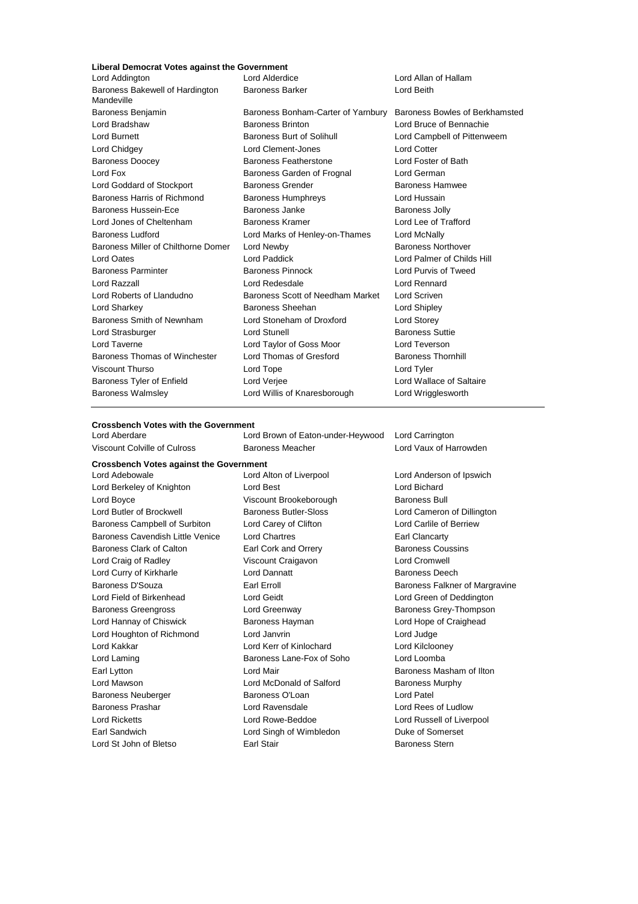**Liberal Democrat Votes against the Government**

| | | |
|---|---|---|
| Lord Addington | Lord Alderdice | Lord Allan of Hallam |
| Baroness Bakewell of Hardington Mandeville | Baroness Barker | Lord Beith |
| Baroness Benjamin | Baroness Bonham-Carter of Yarnbury | Baroness Bowles of Berkhamsted |
| Lord Bradshaw | Baroness Brinton | Lord Bruce of Bennachie |
| Lord Burnett | Baroness Burt of Solihull | Lord Campbell of Pittenweem |
| Lord Chidgey | Lord Clement-Jones | Lord Cotter |
| Baroness Doocey | Baroness Featherstone | Lord Foster of Bath |
| Lord Fox | Baroness Garden of Frognal | Lord German |
| Lord Goddard of Stockport | Baroness Grender | Baroness Hamwee |
| Baroness Harris of Richmond | Baroness Humphreys | Lord Hussain |
| Baroness Hussein-Ece | Baroness Janke | Baroness Jolly |
| Lord Jones of Cheltenham | Baroness Kramer | Lord Lee of Trafford |
| Baroness Ludford | Lord Marks of Henley-on-Thames | Lord McNally |
| Baroness Miller of Chilthorne Domer | Lord Newby | Baroness Northover |
| Lord Oates | Lord Paddick | Lord Palmer of Childs Hill |
| Baroness Parminter | Baroness Pinnock | Lord Purvis of Tweed |
| Lord Razzall | Lord Redesdale | Lord Rennard |
| Lord Roberts of Llandudno | Baroness Scott of Needham Market | Lord Scriven |
| Lord Sharkey | Baroness Sheehan | Lord Shipley |
| Baroness Smith of Newnham | Lord Stoneham of Droxford | Lord Storey |
| Lord Strasburger | Lord Stunell | Baroness Suttie |
| Lord Taverne | Lord Taylor of Goss Moor | Lord Teverson |
| Baroness Thomas of Winchester | Lord Thomas of Gresford | Baroness Thornhill |
| Viscount Thurso | Lord Tope | Lord Tyler |
| Baroness Tyler of Enfield | Lord Verjee | Lord Wallace of Saltaire |
| Baroness Walmsley | Lord Willis of Knaresborough | Lord Wrigglesworth |

**Crossbench Votes with the Government**

| | | |
|---|---|---|
| Lord Aberdare | Lord Brown of Eaton-under-Heywood | Lord Carrington |
| Viscount Colville of Culross | Baroness Meacher | Lord Vaux of Harrowden |

**Crossbench Votes against the Government**

| | | |
|---|---|---|
| Lord Adebowale | Lord Alton of Liverpool | Lord Anderson of Ipswich |
| Lord Berkeley of Knighton | Lord Best | Lord Bichard |
| Lord Boyce | Viscount Brookeborough | Baroness Bull |
| Lord Butler of Brockwell | Baroness Butler-Sloss | Lord Cameron of Dillington |
| Baroness Campbell of Surbiton | Lord Carey of Clifton | Lord Carlile of Berriew |
| Baroness Cavendish Little Venice | Lord Chartres | Earl Clancarty |
| Baroness Clark of Calton | Earl Cork and Orrery | Baroness Coussins |
| Lord Craig of Radley | Viscount Craigavon | Lord Cromwell |
| Lord Curry of Kirkharle | Lord Dannatt | Baroness Deech |
| Baroness D'Souza | Earl Erroll | Baroness Falkner of Margravine |
| Lord Field of Birkenhead | Lord Geidt | Lord Green of Deddington |
| Baroness Greengross | Lord Greenway | Baroness Grey-Thompson |
| Lord Hannay of Chiswick | Baroness Hayman | Lord Hope of Craighead |
| Lord Houghton of Richmond | Lord Janvrin | Lord Judge |
| Lord Kakkar | Lord Kerr of Kinlochard | Lord Kilclooney |
| Lord Laming | Baroness Lane-Fox of Soho | Lord Loomba |
| Earl Lytton | Lord Mair | Baroness Masham of Ilton |
| Lord Mawson | Lord McDonald of Salford | Baroness Murphy |
| Baroness Neuberger | Baroness O'Loan | Lord Patel |
| Baroness Prashar | Lord Ravensdale | Lord Rees of Ludlow |
| Lord Ricketts | Lord Rowe-Beddoe | Lord Russell of Liverpool |
| Earl Sandwich | Lord Singh of Wimbledon | Duke of Somerset |
| Lord St John of Bletso | Earl Stair | Baroness Stern |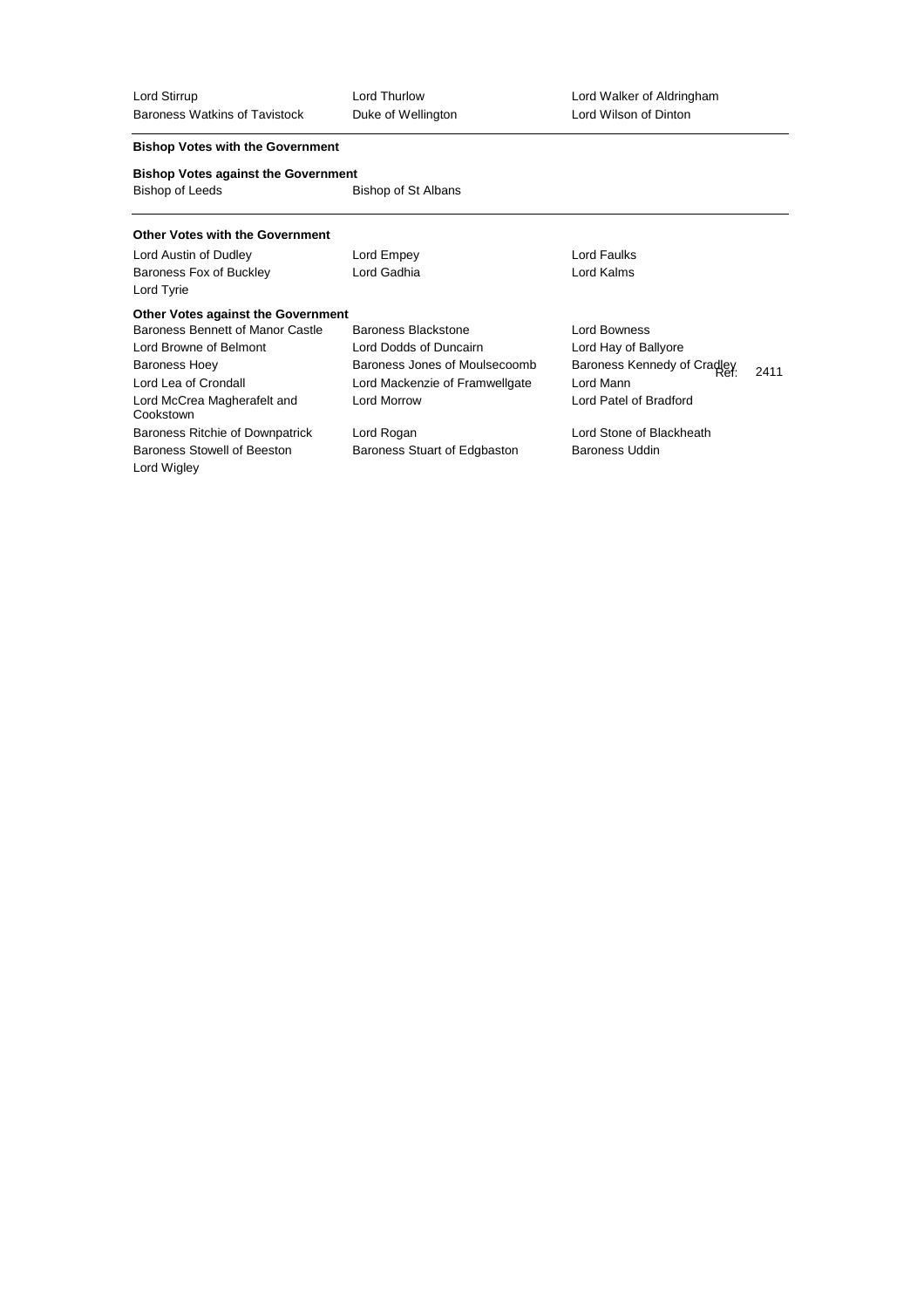Lord Stirrup
Lord Thurlow
Lord Walker of Aldringham
Baroness Watkins of Tavistock
Duke of Wellington
Lord Wilson of Dinton

**Bishop Votes with the Government**

**Bishop Votes against the Government**

Bishop of Leeds
Bishop of St Albans

**Other Votes with the Government**

Lord Austin of Dudley
Lord Empey
Lord Faulks
Baroness Fox of Buckley
Lord Gadhia
Lord Kalms
Lord Tyrie

**Other Votes against the Government**

Baroness Bennett of Manor Castle
Baroness Blackstone
Lord Bowness
Lord Browne of Belmont
Lord Dodds of Duncairn
Lord Hay of Ballyore
Baroness Hoey
Baroness Jones of Moulsecoomb
Baroness Kennedy of Cradley
Lord Lea of Crondall
Lord Mackenzie of Framwellgate
Lord Mann
Lord McCrea Magherafelt and Cookstown
Lord Morrow
Lord Patel of Bradford
Baroness Ritchie of Downpatrick
Lord Rogan
Lord Stone of Blackheath
Baroness Stowell of Beeston
Baroness Stuart of Edgbaston
Baroness Uddin
Lord Wigley

Ref: 2411